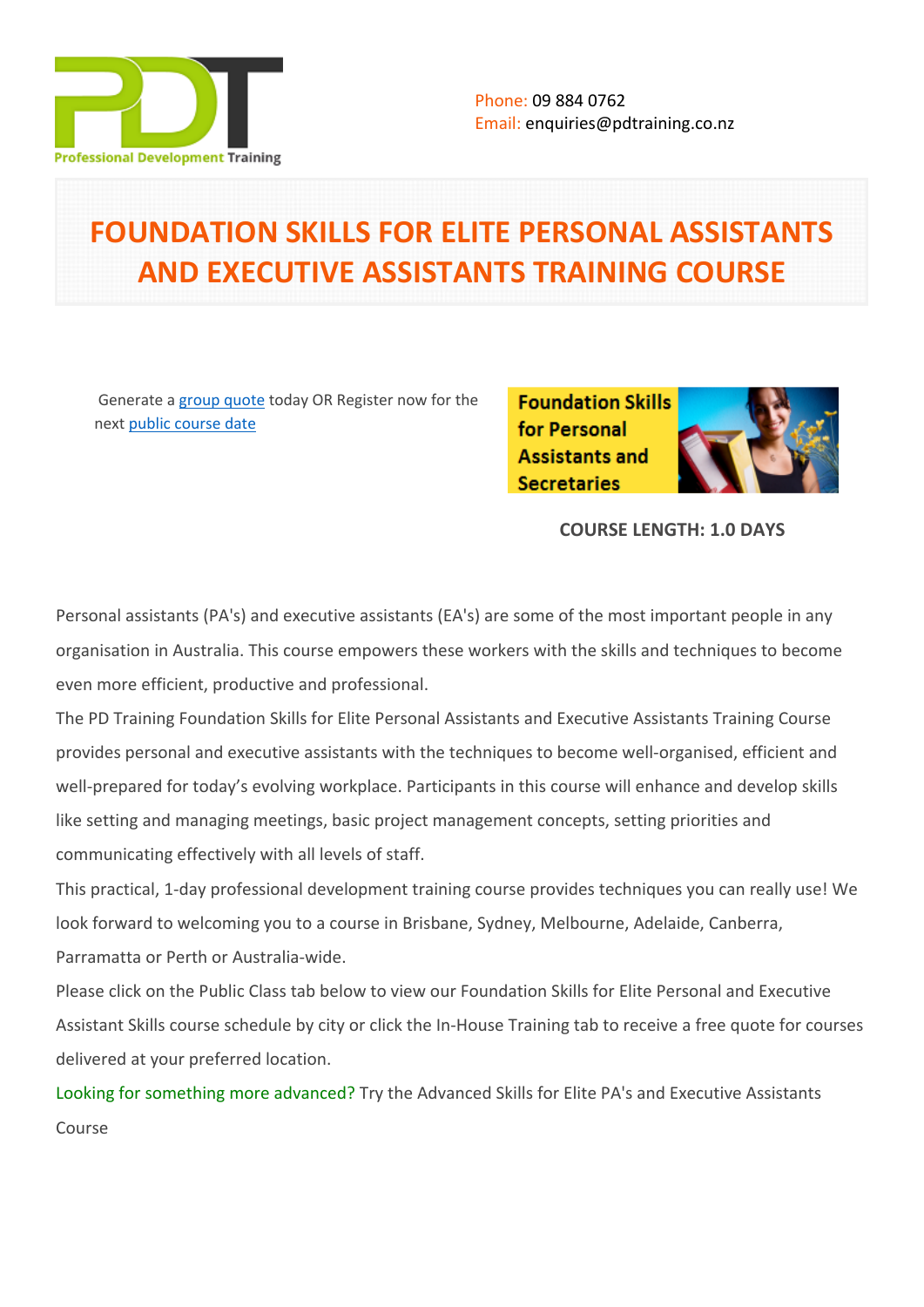Phone: 09 884 0762
Email: enquiries@pdtraining.co.nz

# FOUNDATION SKILLS FOR ELITE PERSONAL ASSISTANTS AND EXECUTIVE ASSISTANTS TRAINING COURSE

Generate a group quote today OR Register now for the next public course date

**COURSE LENGTH: 1.0 DAYS**

Personal assistants (PA's) and executive assistants (EA's) are some of the most important people in any organisation in Australia. This course empowers these workers with the skills and techniques to become even more efficient, productive and professional.

The PD Training Foundation Skills for Elite Personal Assistants and Executive Assistants Training Course provides personal and executive assistants with the techniques to become well-organised, efficient and well-prepared for today's evolving workplace. Participants in this course will enhance and develop skills like setting and managing meetings, basic project management concepts, setting priorities and communicating effectively with all levels of staff.

This practical, 1-day professional development training course provides techniques you can really use! We look forward to welcoming you to a course in Brisbane, Sydney, Melbourne, Adelaide, Canberra, Parramatta or Perth or Australia-wide.

Please click on the Public Class tab below to view our Foundation Skills for Elite Personal and Executive Assistant Skills course schedule by city or click the In-House Training tab to receive a free quote for courses delivered at your preferred location.

Looking for something more advanced? Try the Advanced Skills for Elite PA's and Executive Assistants Course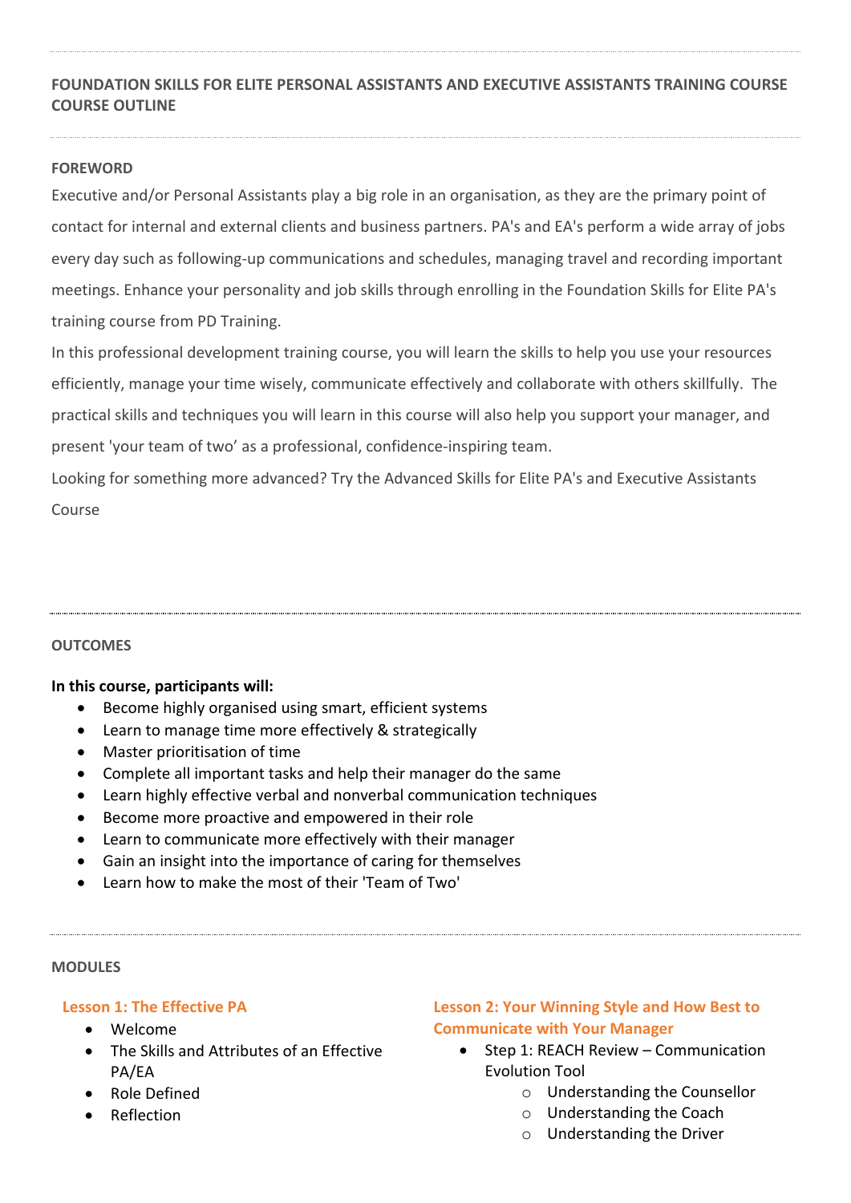## FOUNDATION SKILLS FOR ELITE PERSONAL ASSISTANTS AND EXECUTIVE ASSISTANTS TRAINING COURSE COURSE OUTLINE

### FOREWORD

Executive and/or Personal Assistants play a big role in an organisation, as they are the primary point of contact for internal and external clients and business partners. PA's and EA's perform a wide array of jobs every day such as following-up communications and schedules, managing travel and recording important meetings. Enhance your personality and job skills through enrolling in the Foundation Skills for Elite PA's training course from PD Training.

In this professional development training course, you will learn the skills to help you use your resources efficiently, manage your time wisely, communicate effectively and collaborate with others skillfully. The practical skills and techniques you will learn in this course will also help you support your manager, and present 'your team of two' as a professional, confidence-inspiring team.

Looking for something more advanced? Try the Advanced Skills for Elite PA's and Executive Assistants Course

### OUTCOMES

**In this course, participants will:**

- Become highly organised using smart, efficient systems
- Learn to manage time more effectively & strategically
- Master prioritisation of time
- Complete all important tasks and help their manager do the same
- Learn highly effective verbal and nonverbal communication techniques
- Become more proactive and empowered in their role
- Learn to communicate more effectively with their manager
- Gain an insight into the importance of caring for themselves
- Learn how to make the most of their 'Team of Two'

### MODULES

#### Lesson 1: The Effective PA

- Welcome
- The Skills and Attributes of an Effective PA/EA
- Role Defined
- Reflection

#### Lesson 2: Your Winning Style and How Best to Communicate with Your Manager

- Step 1: REACH Review – Communication Evolution Tool
  - Understanding the Counsellor
  - Understanding the Coach
  - Understanding the Driver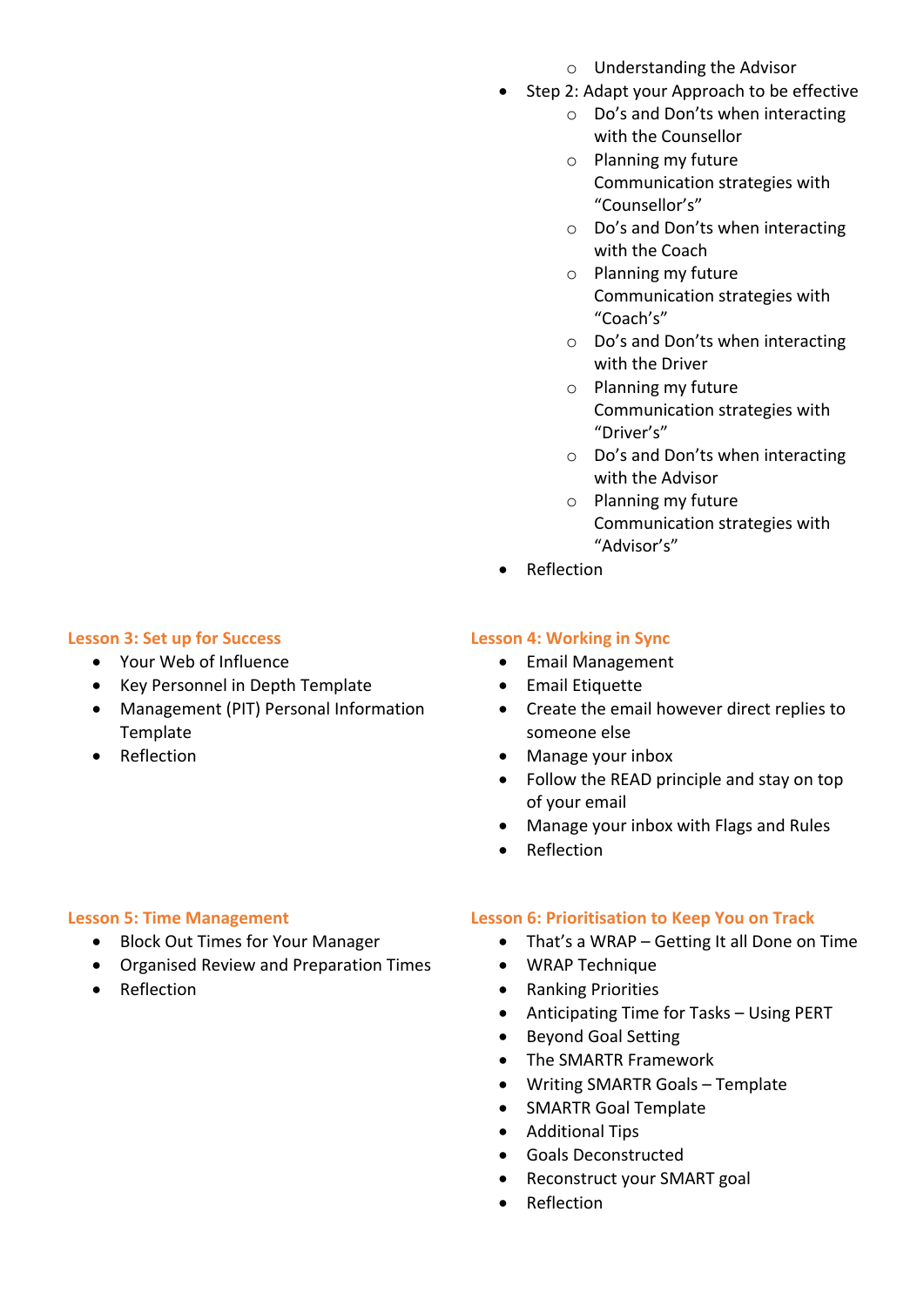- Understanding the Advisor
- Step 2: Adapt your Approach to be effective
  - Do's and Don'ts when interacting with the Counsellor
  - Planning my future Communication strategies with "Counsellor's"
  - Do's and Don'ts when interacting with the Coach
  - Planning my future Communication strategies with "Coach's"
  - Do's and Don'ts when interacting with the Driver
  - Planning my future Communication strategies with "Driver's"
  - Do's and Don'ts when interacting with the Advisor
  - Planning my future Communication strategies with "Advisor's"
- Reflection

### Lesson 3: Set up for Success

- Your Web of Influence
- Key Personnel in Depth Template
- Management (PIT) Personal Information Template
- Reflection

### Lesson 4: Working in Sync

- Email Management
- Email Etiquette
- Create the email however direct replies to someone else
- Manage your inbox
- Follow the READ principle and stay on top of your email
- Manage your inbox with Flags and Rules
- Reflection

### Lesson 5: Time Management

- Block Out Times for Your Manager
- Organised Review and Preparation Times
- Reflection

### Lesson 6: Prioritisation to Keep You on Track

- That's a WRAP – Getting It all Done on Time
- WRAP Technique
- Ranking Priorities
- Anticipating Time for Tasks – Using PERT
- Beyond Goal Setting
- The SMARTR Framework
- Writing SMARTR Goals – Template
- SMARTR Goal Template
- Additional Tips
- Goals Deconstructed
- Reconstruct your SMART goal
- Reflection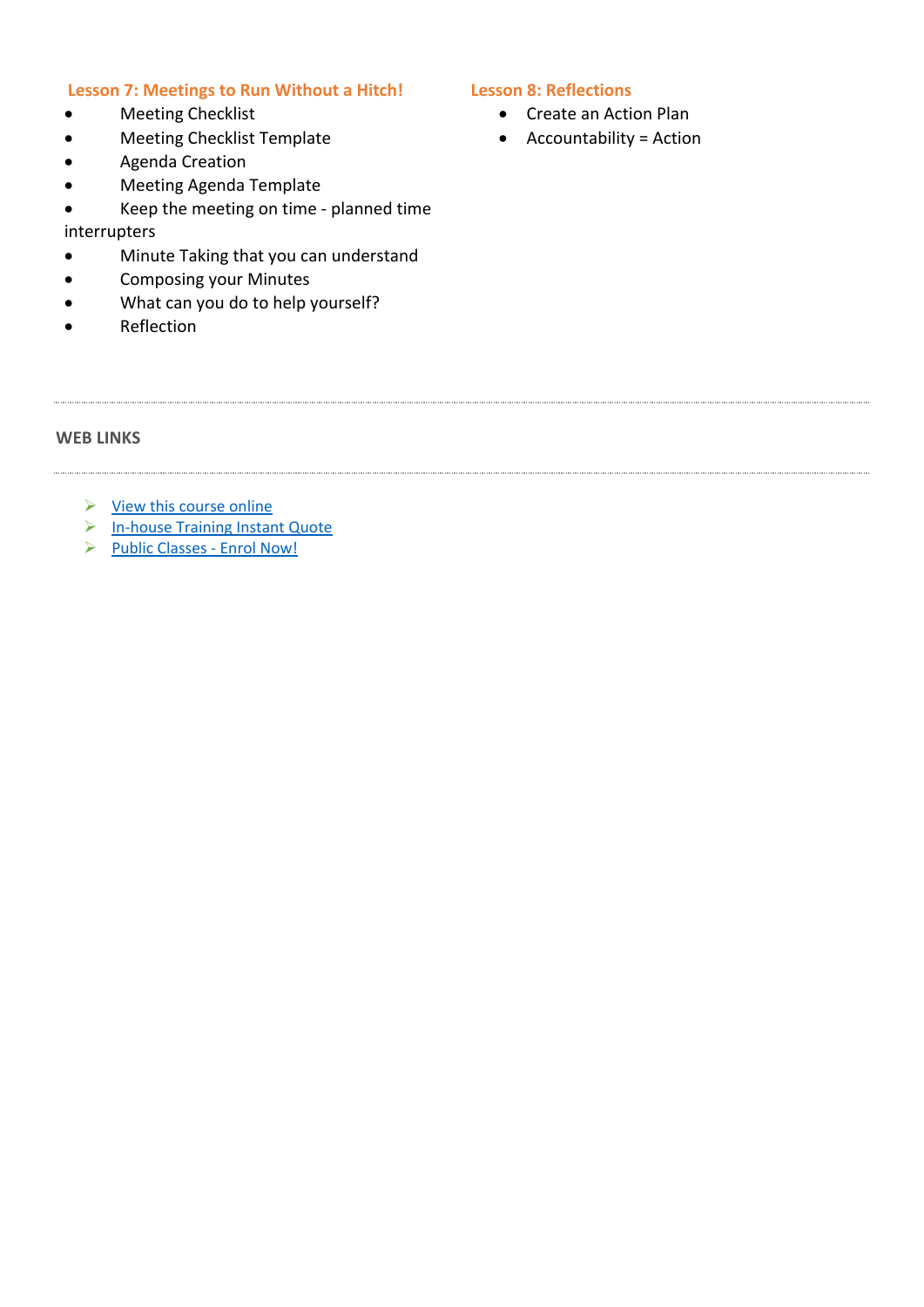### Lesson 7: Meetings to Run Without a Hitch!

- Meeting Checklist
- Meeting Checklist Template
- Agenda Creation
- Meeting Agenda Template
- Keep the meeting on time - planned time interrupters
- Minute Taking that you can understand
- Composing your Minutes
- What can you do to help yourself?
- Reflection

### Lesson 8: Reflections

- Create an Action Plan
- Accountability = Action

---

**WEB LINKS**

---

- View this course online
- In-house Training Instant Quote
- Public Classes - Enrol Now!